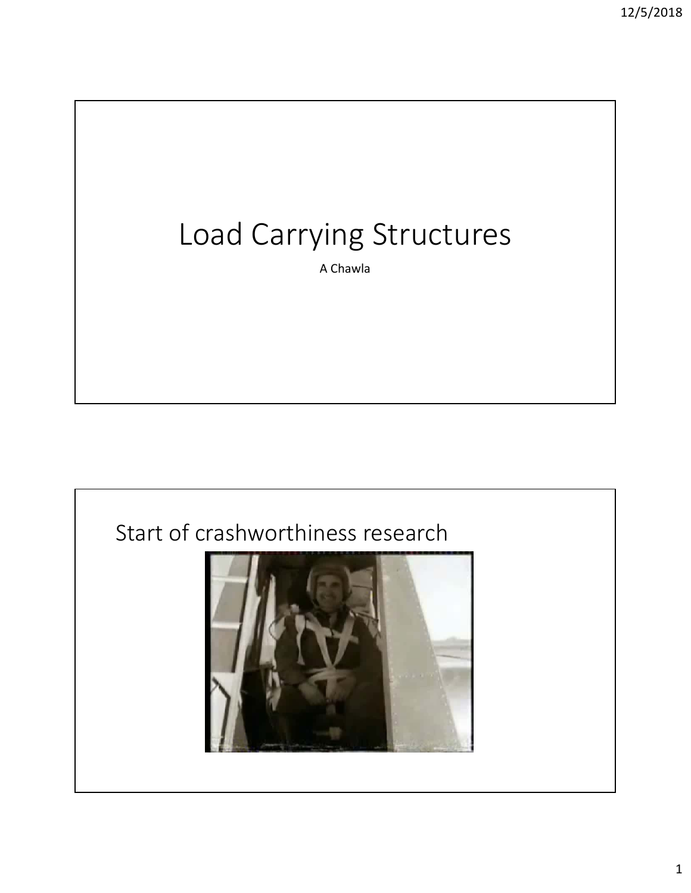# Load Carrying Structures

A Chawla

## Start of crashworthiness research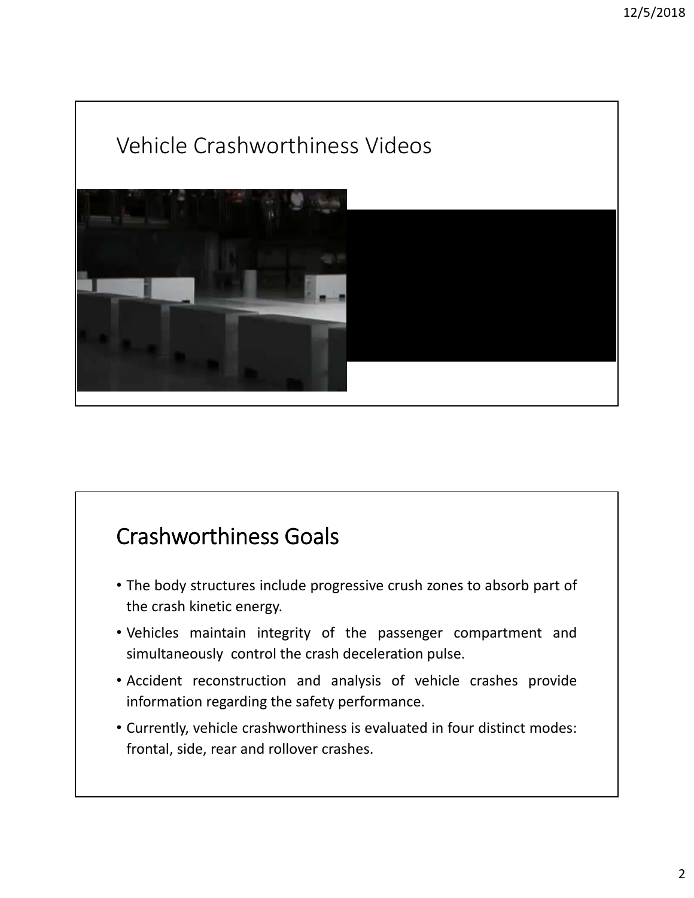# Vehicle Crashworthiness Videos

# Crashworthiness Goals

- The body structures include progressive crush zones to absorb part of the crash kinetic energy.
- Vehicles maintain integrity of the passenger compartment and simultaneously control the crash deceleration pulse.
- Accident reconstruction and analysis of vehicle crashes provide information regarding the safety performance.
- Currently, vehicle crashworthiness is evaluated in four distinct modes: frontal, side, rear and rollover crashes.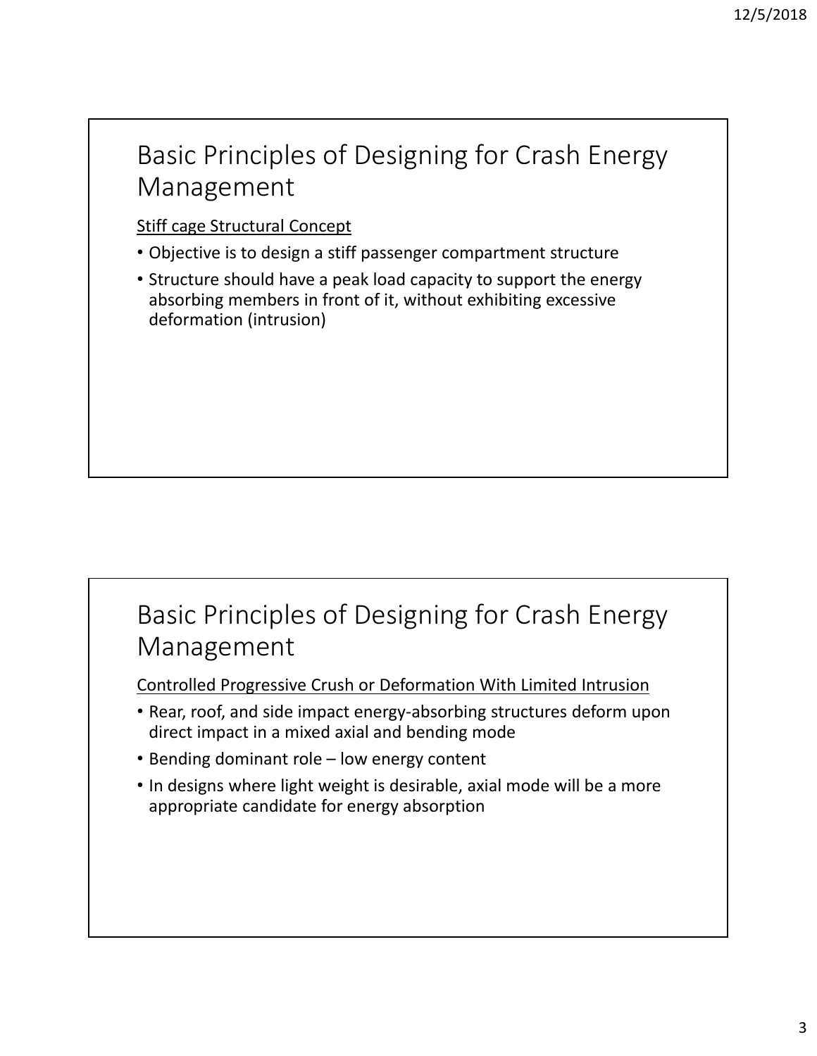## Basic Principles of Designing for Crash Energy Management

Stiff cage Structural Concept

- Objective is to design a stiff passenger compartment structure
- Structure should have a peak load capacity to support the energy absorbing members in front of it, without exhibiting excessive deformation (intrusion)

## Basic Principles of Designing for Crash Energy Management

Controlled Progressive Crush or Deformation With Limited Intrusion

- Rear, roof, and side impact energy-absorbing structures deform upon direct impact in a mixed axial and bending mode
- Bending dominant role – low energy content
- In designs where light weight is desirable, axial mode will be a more appropriate candidate for energy absorption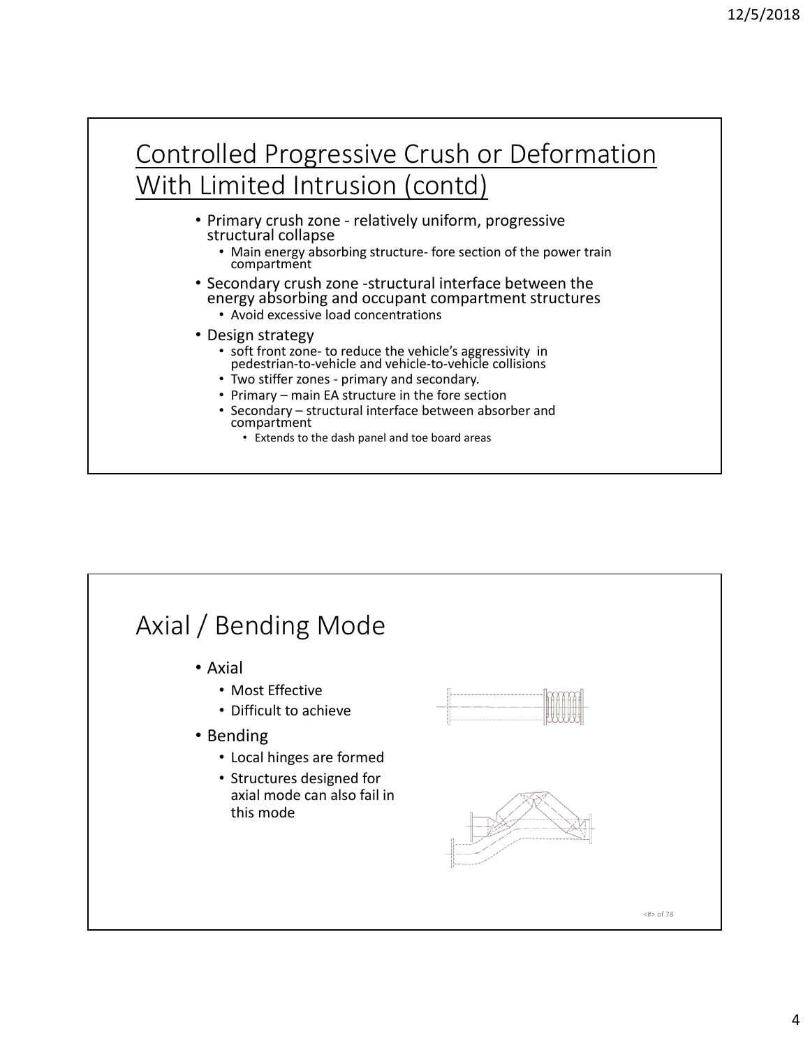## Controlled Progressive Crush or Deformation With Limited Intrusion (contd)

- Primary crush zone - relatively uniform, progressive structural collapse
  - Main energy absorbing structure- fore section of the power train compartment
- Secondary crush zone -structural interface between the energy absorbing and occupant compartment structures
  - Avoid excessive load concentrations
- Design strategy
  - soft front zone- to reduce the vehicle's aggressivity in pedestrian-to-vehicle and vehicle-to-vehicle collisions
  - Two stiffer zones - primary and secondary.
  - Primary – main EA structure in the fore section
  - Secondary – structural interface between absorber and compartment
    - Extends to the dash panel and toe board areas

## Axial / Bending Mode

- Axial
  - Most Effective
  - Difficult to achieve
- Bending
  - Local hinges are formed
  - Structures designed for axial mode can also fail in this mode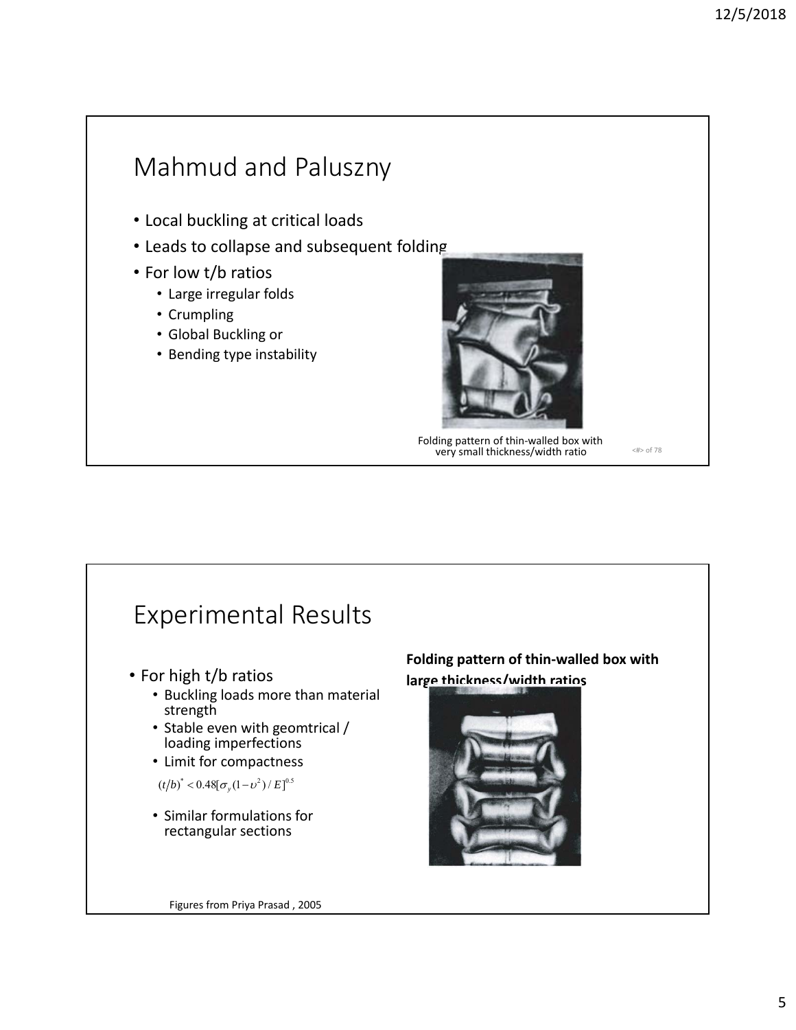## Mahmud and Paluszny

- Local buckling at critical loads
- Leads to collapse and subsequent folding
- For low t/b ratios
  - Large irregular folds
  - Crumpling
  - Global Buckling or
  - Bending type instability

Folding pattern of thin-walled box with very small thickness/width ratio

## Experimental Results

- For high t/b ratios
  - Buckling loads more than material strength
  - Stable even with geomtrical / loading imperfections
  - Limit for compactness

$$(t/b)^{*} < 0.48[\sigma_y(1-\upsilon^2)/E]^{0.5}$$

  - Similar formulations for rectangular sections

**Folding pattern of thin-walled box with large thickness/width ratios**

Figures from Priya Prasad , 2005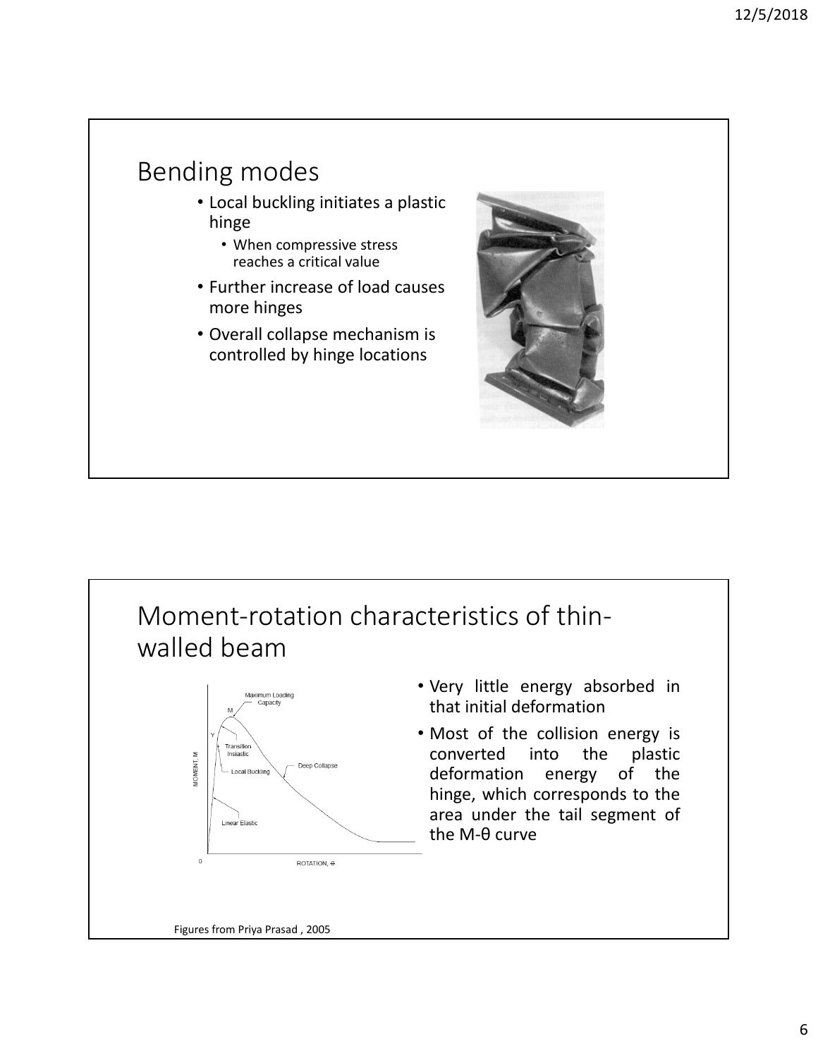## Bending modes

- Local buckling initiates a plastic hinge
  - When compressive stress reaches a critical value
- Further increase of load causes more hinges
- Overall collapse mechanism is controlled by hinge locations

## Moment-rotation characteristics of thin-walled beam

- Very little energy absorbed in that initial deformation
- Most of the collision energy is converted into the plastic deformation energy of the hinge, which corresponds to the area under the tail segment of the M-θ curve

Figures from Priya Prasad , 2005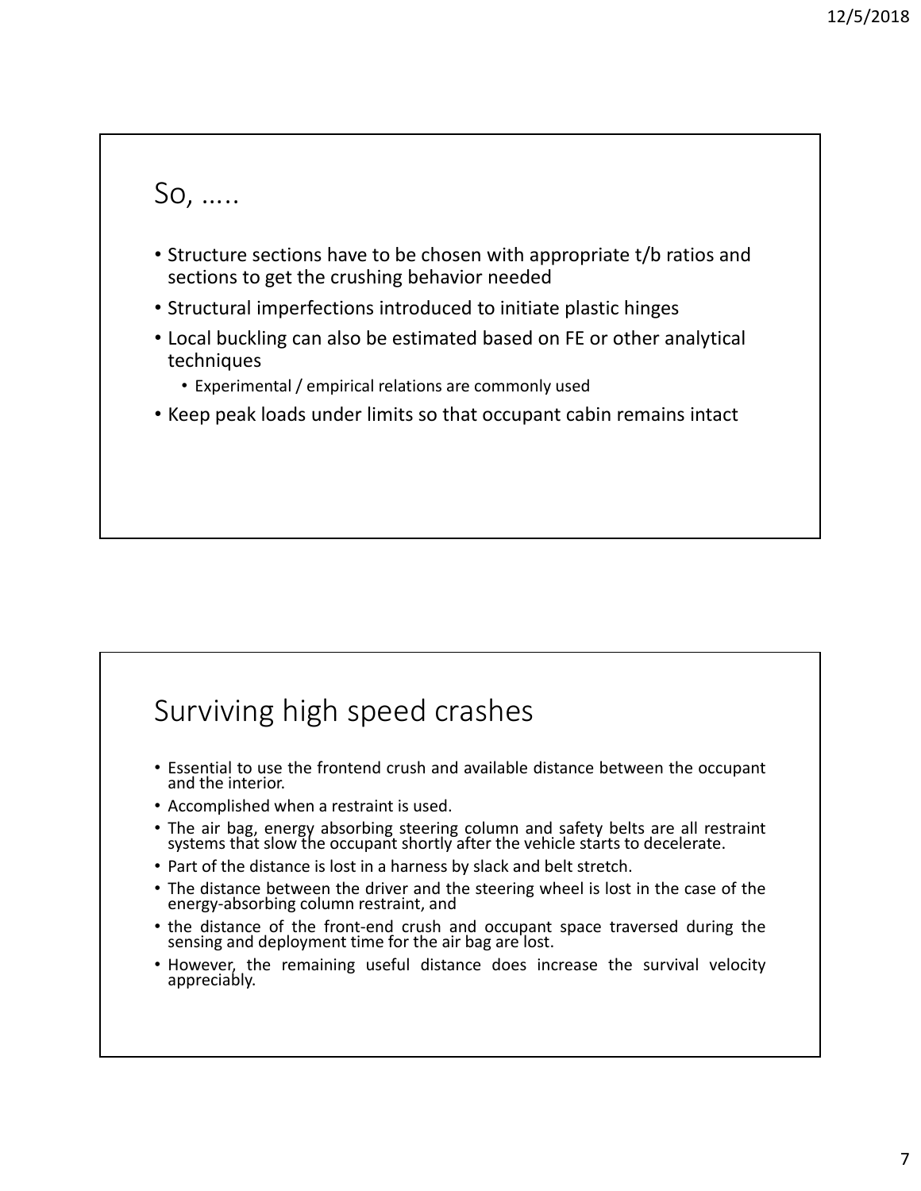## So, .....

- Structure sections have to be chosen with appropriate t/b ratios and sections to get the crushing behavior needed
- Structural imperfections introduced to initiate plastic hinges
- Local buckling can also be estimated based on FE or other analytical techniques
  - Experimental / empirical relations are commonly used
- Keep peak loads under limits so that occupant cabin remains intact

## Surviving high speed crashes

- Essential to use the frontend crush and available distance between the occupant and the interior.
- Accomplished when a restraint is used.
- The air bag, energy absorbing steering column and safety belts are all restraint systems that slow the occupant shortly after the vehicle starts to decelerate.
- Part of the distance is lost in a harness by slack and belt stretch.
- The distance between the driver and the steering wheel is lost in the case of the energy-absorbing column restraint, and
- the distance of the front-end crush and occupant space traversed during the sensing and deployment time for the air bag are lost.
- However, the remaining useful distance does increase the survival velocity appreciably.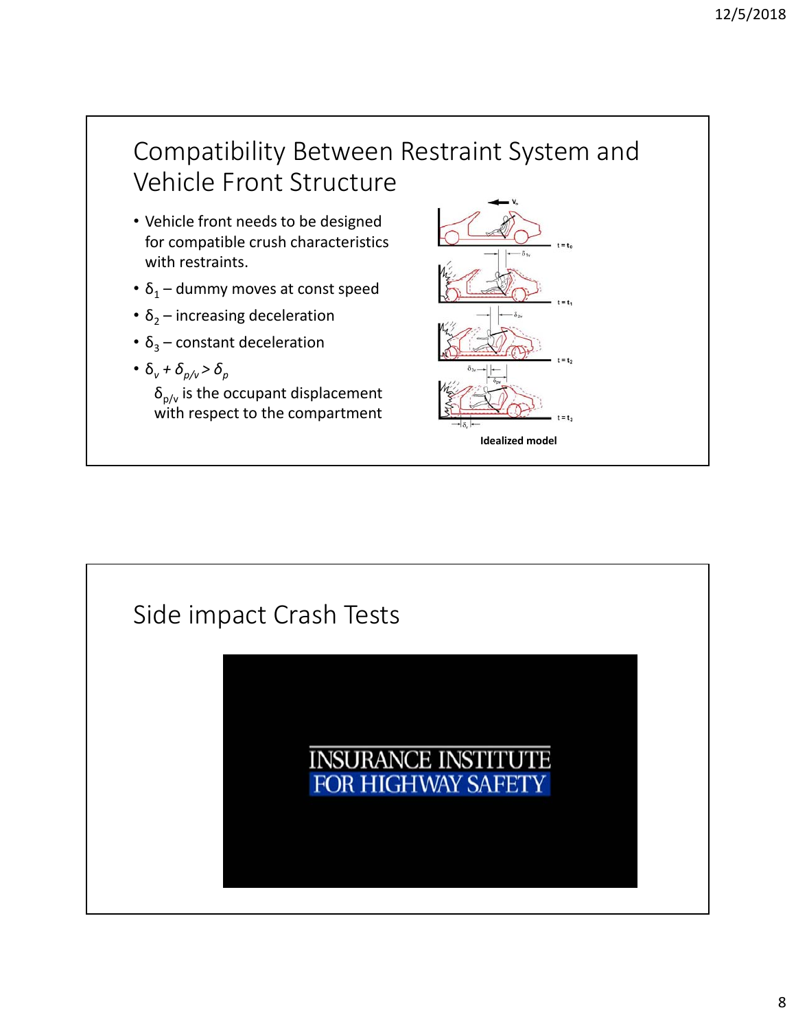## Compatibility Between Restraint System and Vehicle Front Structure

- Vehicle front needs to be designed for compatible crush characteristics with restraints.
- $\delta_1$ – dummy moves at const speed
- $\delta_2$ – increasing deceleration
- $\delta_3$ – constant deceleration
- $\delta_v + \delta_{p/v} > \delta_p$

  $\delta_{p/v}$ is the occupant displacement with respect to the compartment

Idealized model

## Side impact Crash Tests

INSURANCE INSTITUTE FOR HIGHWAY SAFETY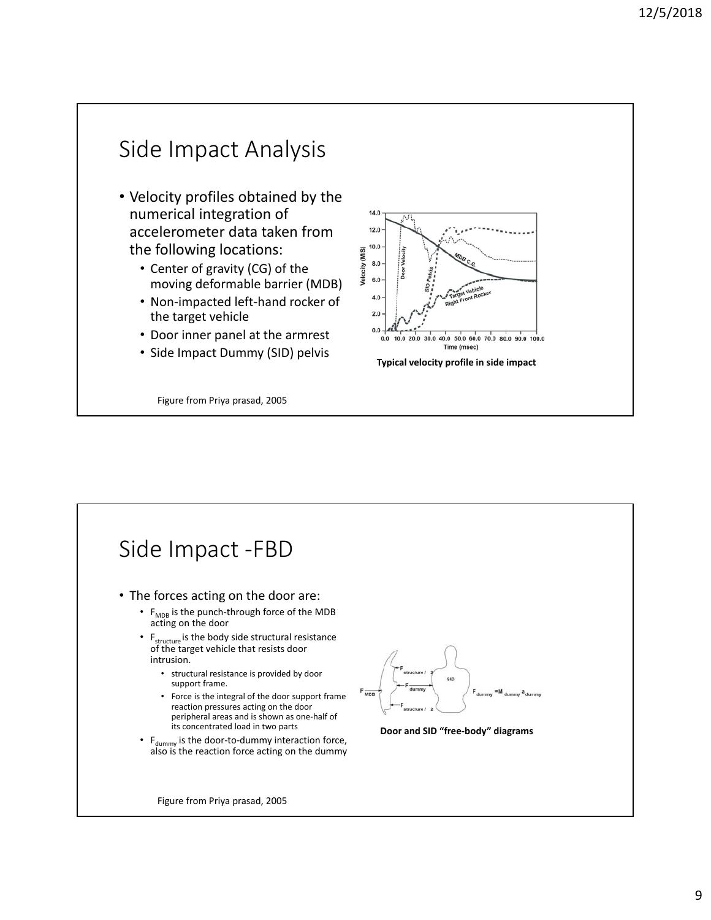# Side Impact Analysis

- Velocity profiles obtained by the numerical integration of accelerometer data taken from the following locations:
  - Center of gravity (CG) of the moving deformable barrier (MDB)
  - Non-impacted left-hand rocker of the target vehicle
  - Door inner panel at the armrest
  - Side Impact Dummy (SID) pelvis

**Typical velocity profile in side impact**

Figure from Priya prasad, 2005

# Side Impact -FBD

- The forces acting on the door are:
  - $F_{MDB}$ is the punch-through force of the MDB acting on the door
  - $F_{structure}$ is the body side structural resistance of the target vehicle that resists door intrusion.
    - structural resistance is provided by door support frame.
    - Force is the integral of the door support frame reaction pressures acting on the door peripheral areas and is shown as one-half of its concentrated load in two parts
  - $F_{dummy}$ is the door-to-dummy interaction force, also is the reaction force acting on the dummy

**Door and SID "free-body" diagrams**

Figure from Priya prasad, 2005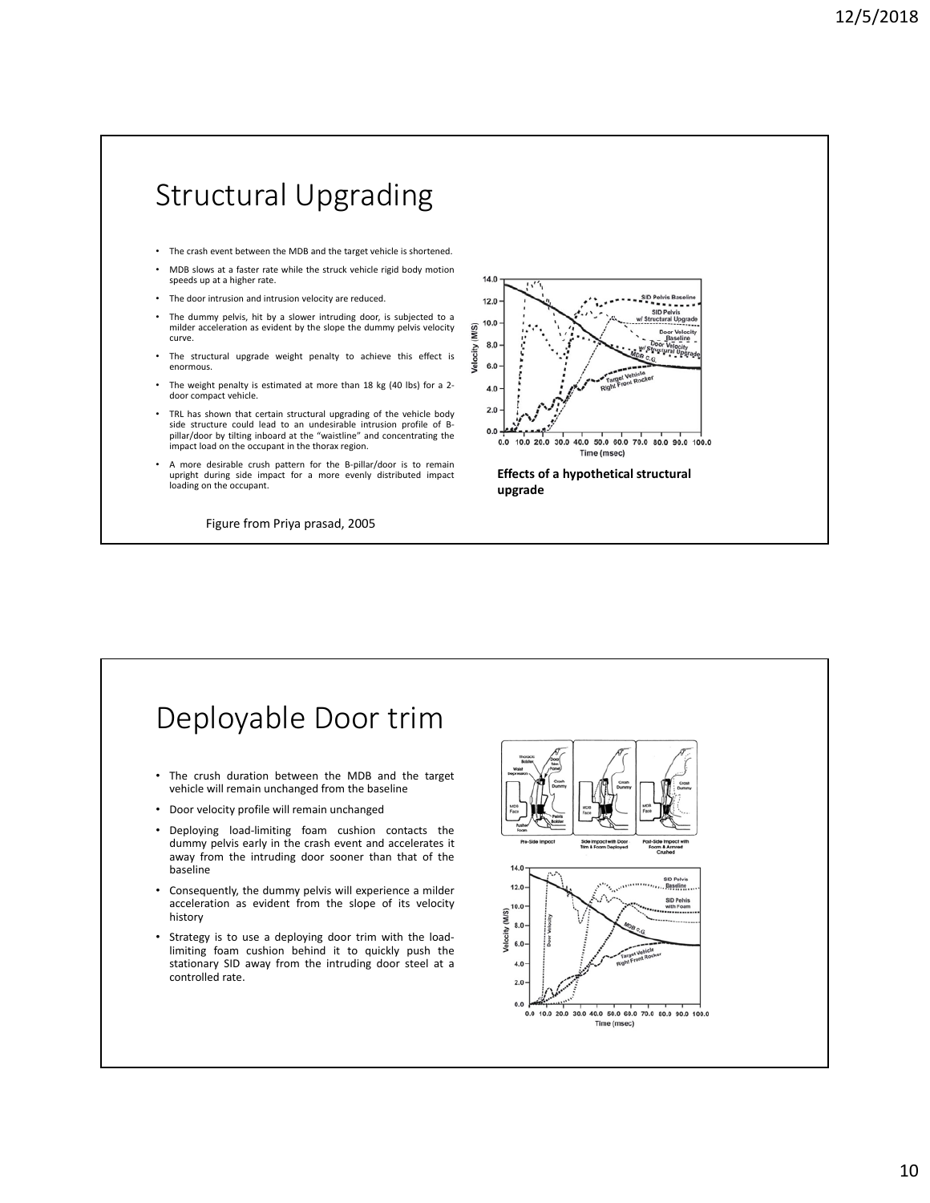# Structural Upgrading

- The crash event between the MDB and the target vehicle is shortened.
- MDB slows at a faster rate while the struck vehicle rigid body motion speeds up at a higher rate.
- The door intrusion and intrusion velocity are reduced.
- The dummy pelvis, hit by a slower intruding door, is subjected to a milder acceleration as evident by the slope the dummy pelvis velocity curve.
- The structural upgrade weight penalty to achieve this effect is enormous.
- The weight penalty is estimated at more than 18 kg (40 lbs) for a 2-door compact vehicle.
- TRL has shown that certain structural upgrading of the vehicle body side structure could lead to an undesirable intrusion profile of B-pillar/door by tilting inboard at the "waistline" and concentrating the impact load on the occupant in the thorax region.
- A more desirable crush pattern for the B-pillar/door is to remain upright during side impact for a more evenly distributed impact loading on the occupant.

**Effects of a hypothetical structural upgrade**

Figure from Priya prasad, 2005

# Deployable Door trim

- The crush duration between the MDB and the target vehicle will remain unchanged from the baseline
- Door velocity profile will remain unchanged
- Deploying load-limiting foam cushion contacts the dummy pelvis early in the crash event and accelerates it away from the intruding door sooner than that of the baseline
- Consequently, the dummy pelvis will experience a milder acceleration as evident from the slope of its velocity history
- Strategy is to use a deploying door trim with the load-limiting foam cushion behind it to quickly push the stationary SID away from the intruding door steel at a controlled rate.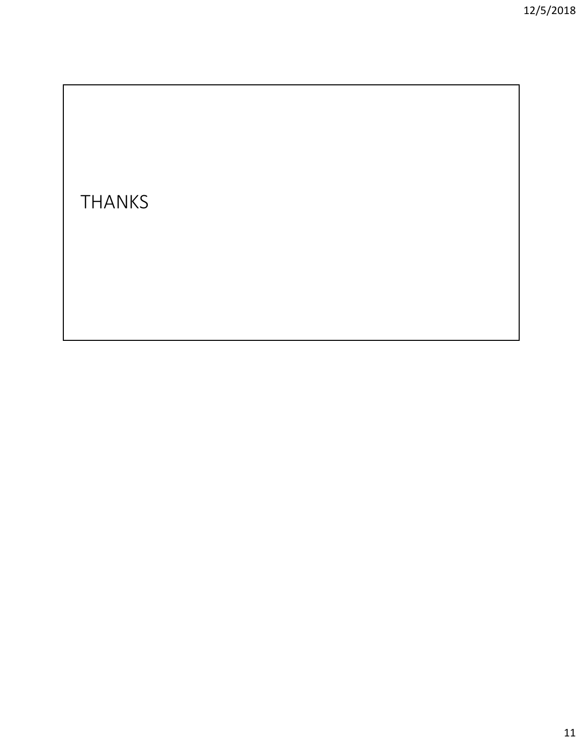THANKS